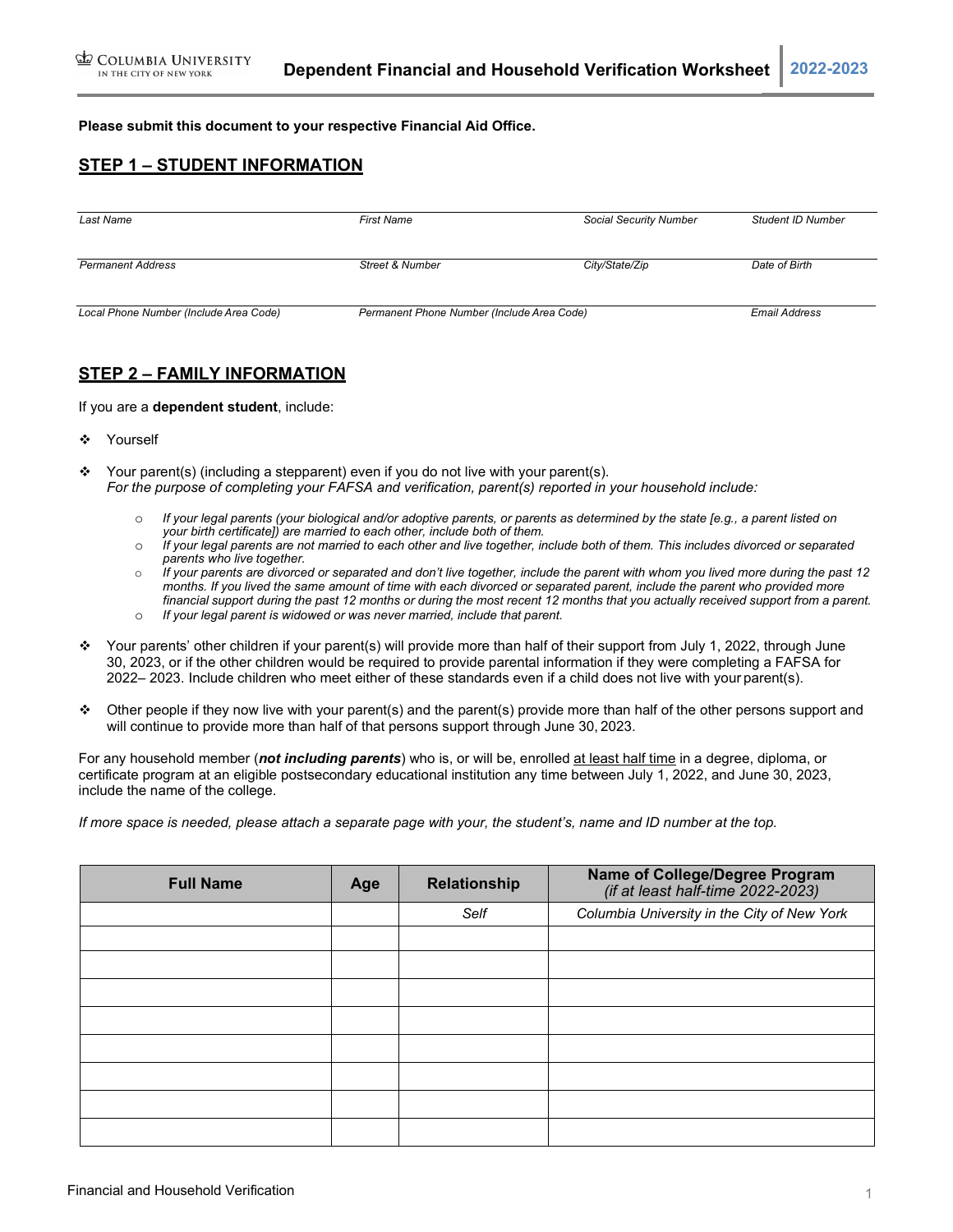COLUMBIA UNIVERSITY IN THE CITY OF NEW YORK

# Dependent Financial and Household Verification Worksheet 2022-2023

**Please submit this document to your respective Financial Aid Office.**

## STEP 1 – STUDENT INFORMATION

| *Last Name* | *First Name* | *Social Security Number* | *Student ID Number* |
|---|---|---|---|
| *Permanent Address* | *Street & Number* | *City/State/Zip* | *Date of Birth* |
| *Local Phone Number (Include Area Code)* | *Permanent Phone Number (Include Area Code)* | | *Email Address* |

## STEP 2 – FAMILY INFORMATION

If you are a **dependent student**, include:

- Yourself
- Your parent(s) (including a stepparent) even if you do not live with your parent(s).
  *For the purpose of completing your FAFSA and verification, parent(s) reported in your household include:*
  - *If your legal parents (your biological and/or adoptive parents, or parents as determined by the state [e.g., a parent listed on your birth certificate]) are married to each other, include both of them.*
  - *If your legal parents are not married to each other and live together, include both of them. This includes divorced or separated parents who live together.*
  - *If your parents are divorced or separated and don't live together, include the parent with whom you lived more during the past 12 months. If you lived the same amount of time with each divorced or separated parent, include the parent who provided more financial support during the past 12 months or during the most recent 12 months that you actually received support from a parent.*
  - *If your legal parent is widowed or was never married, include that parent.*
- Your parents' other children if your parent(s) will provide more than half of their support from July 1, 2022, through June 30, 2023, or if the other children would be required to provide parental information if they were completing a FAFSA for 2022– 2023. Include children who meet either of these standards even if a child does not live with your parent(s).
- Other people if they now live with your parent(s) and the parent(s) provide more than half of the other persons support and will continue to provide more than half of that persons support through June 30, 2023.

For any household member (***not including parents***) who is, or will be, enrolled at least half time in a degree, diploma, or certificate program at an eligible postsecondary educational institution any time between July 1, 2022, and June 30, 2023, include the name of the college.

*If more space is needed, please attach a separate page with your, the student's, name and ID number at the top.*

| Full Name | Age | Relationship | Name of College/Degree Program *(if at least half-time 2022-2023)* |
|---|---|---|---|
| | | *Self* | *Columbia University in the City of New York* |
| | | | |
| | | | |
| | | | |
| | | | |
| | | | |
| | | | |
| | | | |
| | | | |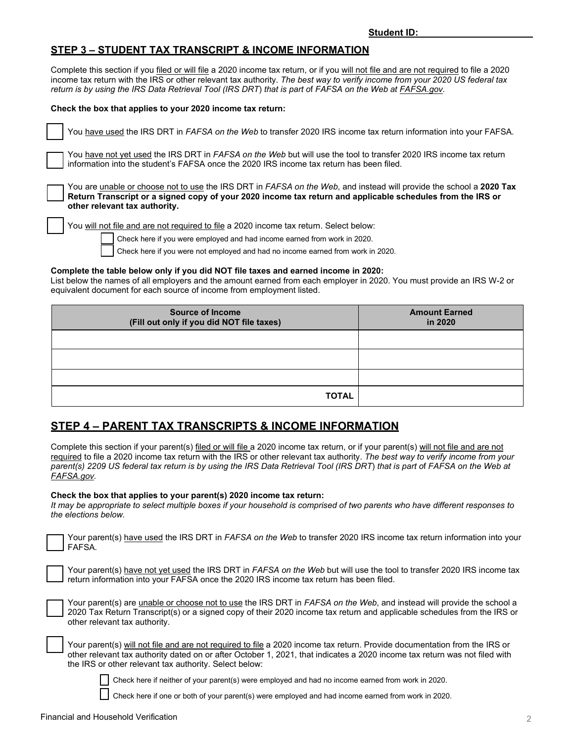**Student ID:**\_\_\_\_\_\_\_\_\_\_\_\_\_\_\_\_\_\_\_\_

## STEP 3 – STUDENT TAX TRANSCRIPT & INCOME INFORMATION

Complete this section if you filed or will file a 2020 income tax return, or if you will not file and are not required to file a 2020 income tax return with the IRS or other relevant tax authority. *The best way to verify income from your 2020 US federal tax return is by using the IRS Data Retrieval Tool (IRS DRT) that is part of FAFSA on the Web at FAFSA.gov.*

**Check the box that applies to your 2020 income tax return:**

☐ You have used the IRS DRT in *FAFSA on the Web* to transfer 2020 IRS income tax return information into your FAFSA.

☐ You have not yet used the IRS DRT in *FAFSA on the Web* but will use the tool to transfer 2020 IRS income tax return information into the student's FAFSA once the 2020 IRS income tax return has been filed.

☐ You are unable or choose not to use the IRS DRT in *FAFSA on the Web*, and instead will provide the school a **2020 Tax Return Transcript or a signed copy of your 2020 income tax return and applicable schedules from the IRS or other relevant tax authority.**

☐ You will not file and are not required to file a 2020 income tax return. Select below:

- ☐ Check here if you were employed and had income earned from work in 2020.
- ☐ Check here if you were not employed and had no income earned from work in 2020.

**Complete the table below only if you did NOT file taxes and earned income in 2020:**
List below the names of all employers and the amount earned from each employer in 2020. You must provide an IRS W-2 or equivalent document for each source of income from employment listed.

| Source of Income (Fill out only if you did NOT file taxes) | Amount Earned in 2020 |
|---|---|
| | |
| | |
| | |
| TOTAL | |

## STEP 4 – PARENT TAX TRANSCRIPTS & INCOME INFORMATION

Complete this section if your parent(s) filed or will file a 2020 income tax return, or if your parent(s) will not file and are not required to file a 2020 income tax return with the IRS or other relevant tax authority. *The best way to verify income from your parent(s) 2209 US federal tax return is by using the IRS Data Retrieval Tool (IRS DRT) that is part of FAFSA on the Web at FAFSA.gov.*

**Check the box that applies to your parent(s) 2020 income tax return:**
*It may be appropriate to select multiple boxes if your household is comprised of two parents who have different responses to the elections below.*

☐ Your parent(s) have used the IRS DRT in *FAFSA on the Web* to transfer 2020 IRS income tax return information into your FAFSA.

☐ Your parent(s) have not yet used the IRS DRT in *FAFSA on the Web* but will use the tool to transfer 2020 IRS income tax return information into your FAFSA once the 2020 IRS income tax return has been filed.

☐ Your parent(s) are unable or choose not to use the IRS DRT in *FAFSA on the Web*, and instead will provide the school a 2020 Tax Return Transcript) or a signed copy of their 2020 income tax return and applicable schedules from the IRS or other relevant tax authority.

☐ Your parent(s) will not file and are not required to file a 2020 income tax return. Provide documentation from the IRS or other relevant tax authority dated on or after October 1, 2021, that indicates a 2020 income tax return was not filed with the IRS or other relevant tax authority. Select below:

- ☐ Check here if neither of your parent(s) were employed and had no income earned from work in 2020.
- ☐ Check here if one or both of your parent(s) were employed and had income earned from work in 2020.

Financial and Household Verification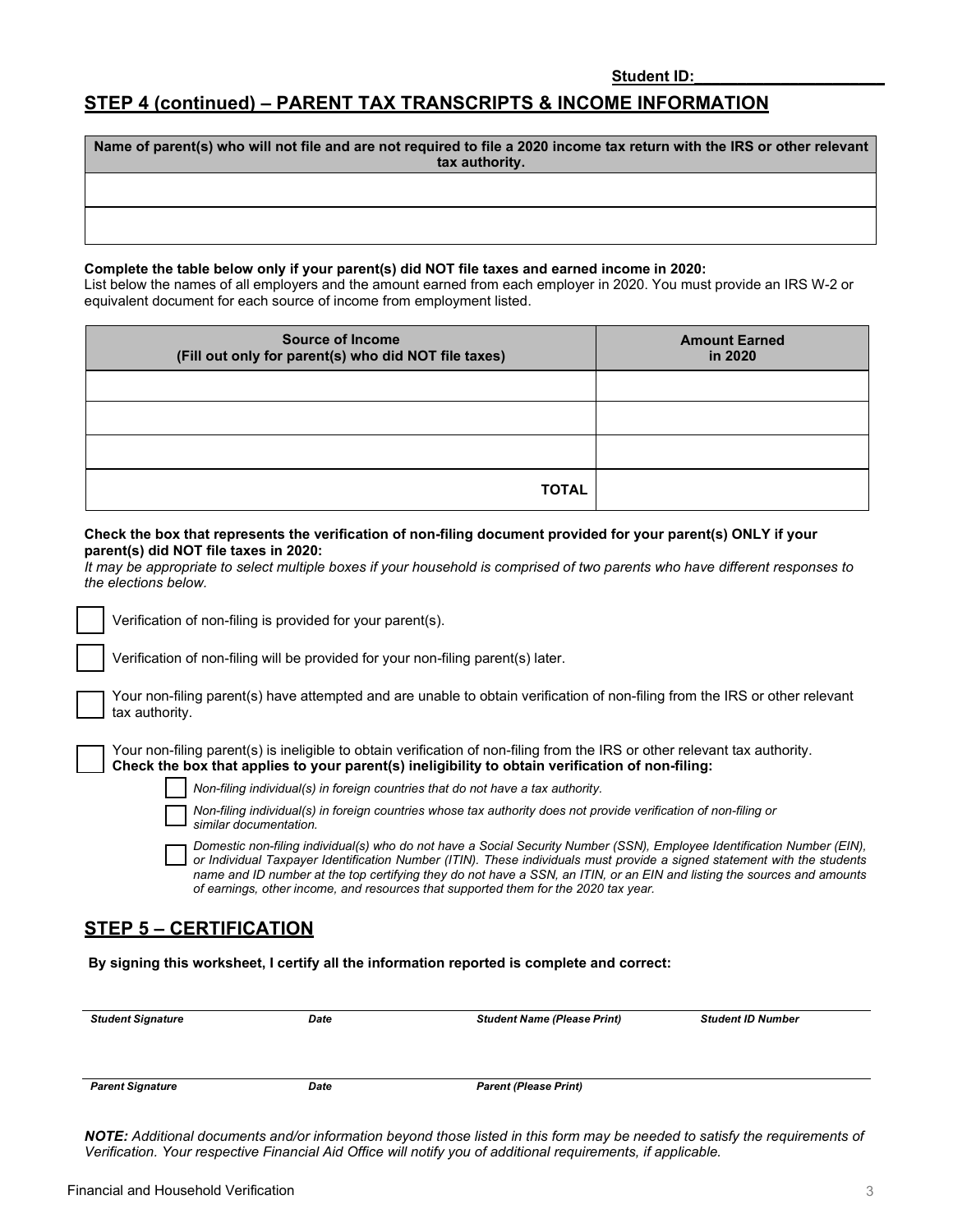Student ID:\_\_\_\_\_\_\_\_\_\_\_\_\_\_\_\_\_\_\_\_

## STEP 4 (continued) – PARENT TAX TRANSCRIPTS & INCOME INFORMATION

| Name of parent(s) who will not file and are not required to file a 2020 income tax return with the IRS or other relevant tax authority. |
|---|
| |
| |

**Complete the table below only if your parent(s) did NOT file taxes and earned income in 2020:**
List below the names of all employers and the amount earned from each employer in 2020. You must provide an IRS W-2 or equivalent document for each source of income from employment listed.

| Source of Income (Fill out only for parent(s) who did NOT file taxes) | Amount Earned in 2020 |
|---|---|
| | |
| | |
| | |
| **TOTAL** | |

**Check the box that represents the verification of non-filing document provided for your parent(s) ONLY if your parent(s) did NOT file taxes in 2020:**
*It may be appropriate to select multiple boxes if your household is comprised of two parents who have different responses to the elections below.*

- ☐ Verification of non-filing is provided for your parent(s).
- ☐ Verification of non-filing will be provided for your non-filing parent(s) later.
- ☐ Your non-filing parent(s) have attempted and are unable to obtain verification of non-filing from the IRS or other relevant tax authority.
- ☐ Your non-filing parent(s) is ineligible to obtain verification of non-filing from the IRS or other relevant tax authority. **Check the box that applies to your parent(s) ineligibility to obtain verification of non-filing:**
  - ☐ *Non-filing individual(s) in foreign countries that do not have a tax authority.*
  - ☐ *Non-filing individual(s) in foreign countries whose tax authority does not provide verification of non-filing or similar documentation.*
  - ☐ *Domestic non-filing individual(s) who do not have a Social Security Number (SSN), Employee Identification Number (EIN), or Individual Taxpayer Identification Number (ITIN). These individuals must provide a signed statement with the students name and ID number at the top certifying they do not have a SSN, an ITIN, or an EIN and listing the sources and amounts of earnings, other income, and resources that supported them for the 2020 tax year.*

## STEP 5 – CERTIFICATION

**By signing this worksheet, I certify all the information reported is complete and correct:**

\_\_\_\_\_\_\_\_\_\_\_\_\_\_\_\_\_\_\_\_\_\_\_\_\_\_\_\_\_\_\_\_\_\_\_\_\_\_\_\_\_\_\_\_\_\_\_\_\_\_\_\_\_\_\_\_

***Student Signature*** ***Date*** ***Student Name (Please Print)*** ***Student ID Number***

\_\_\_\_\_\_\_\_\_\_\_\_\_\_\_\_\_\_\_\_\_\_\_\_\_\_\_\_\_\_\_\_\_\_\_\_\_\_\_\_\_\_\_\_\_\_\_\_\_\_\_\_\_\_\_\_

***Parent Signature*** ***Date*** ***Parent (Please Print)***

***NOTE:*** *Additional documents and/or information beyond those listed in this form may be needed to satisfy the requirements of Verification. Your respective Financial Aid Office will notify you of additional requirements, if applicable.*